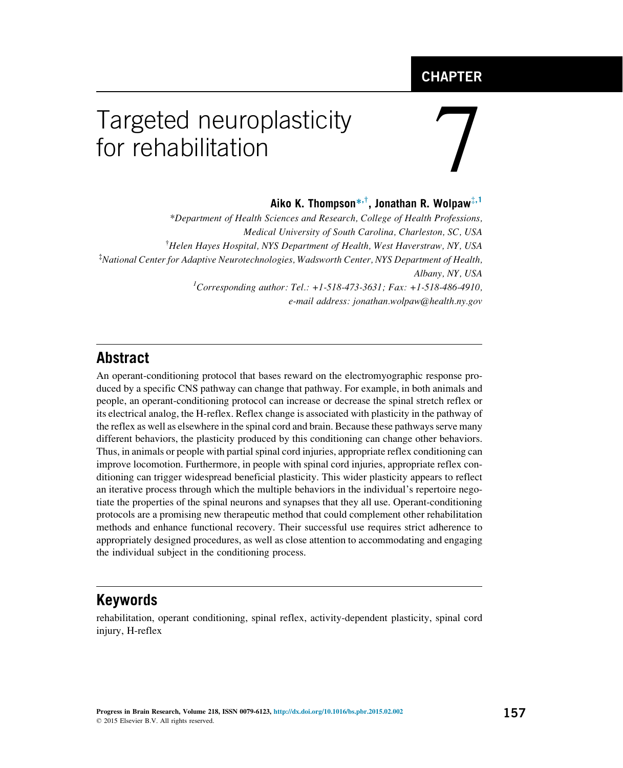# CHAPTER 7

# Targeted neuroplasticity for rehabilitation

**Aiko K. Thompson[*,†], Jonathan R. Wolpaw[‡,1]**

*Department of Health Sciences and Research, College of Health Professions, Medical University of South Carolina, Charleston, SC, USA*

*[†]Helen Hayes Hospital, NYS Department of Health, West Haverstraw, NY, USA*

*[‡]National Center for Adaptive Neurotechnologies, Wadsworth Center, NYS Department of Health, Albany, NY, USA*

*[1]Corresponding author: Tel.: +1-518-473-3631; Fax: +1-518-486-4910, e-mail address: jonathan.wolpaw@health.ny.gov*

## Abstract

An operant-conditioning protocol that bases reward on the electromyographic response produced by a specific CNS pathway can change that pathway. For example, in both animals and people, an operant-conditioning protocol can increase or decrease the spinal stretch reflex or its electrical analog, the H-reflex. Reflex change is associated with plasticity in the pathway of the reflex as well as elsewhere in the spinal cord and brain. Because these pathways serve many different behaviors, the plasticity produced by this conditioning can change other behaviors. Thus, in animals or people with partial spinal cord injuries, appropriate reflex conditioning can improve locomotion. Furthermore, in people with spinal cord injuries, appropriate reflex conditioning can trigger widespread beneficial plasticity. This wider plasticity appears to reflect an iterative process through which the multiple behaviors in the individual's repertoire negotiate the properties of the spinal neurons and synapses that they all use. Operant-conditioning protocols are a promising new therapeutic method that could complement other rehabilitation methods and enhance functional recovery. Their successful use requires strict adherence to appropriately designed procedures, as well as close attention to accommodating and engaging the individual subject in the conditioning process.

## Keywords

rehabilitation, operant conditioning, spinal reflex, activity-dependent plasticity, spinal cord injury, H-reflex

Progress in Brain Research, Volume 218, ISSN 0079-6123, http://dx.doi.org/10.1016/bs.pbr.2015.02.002
© 2015 Elsevier B.V. All rights reserved.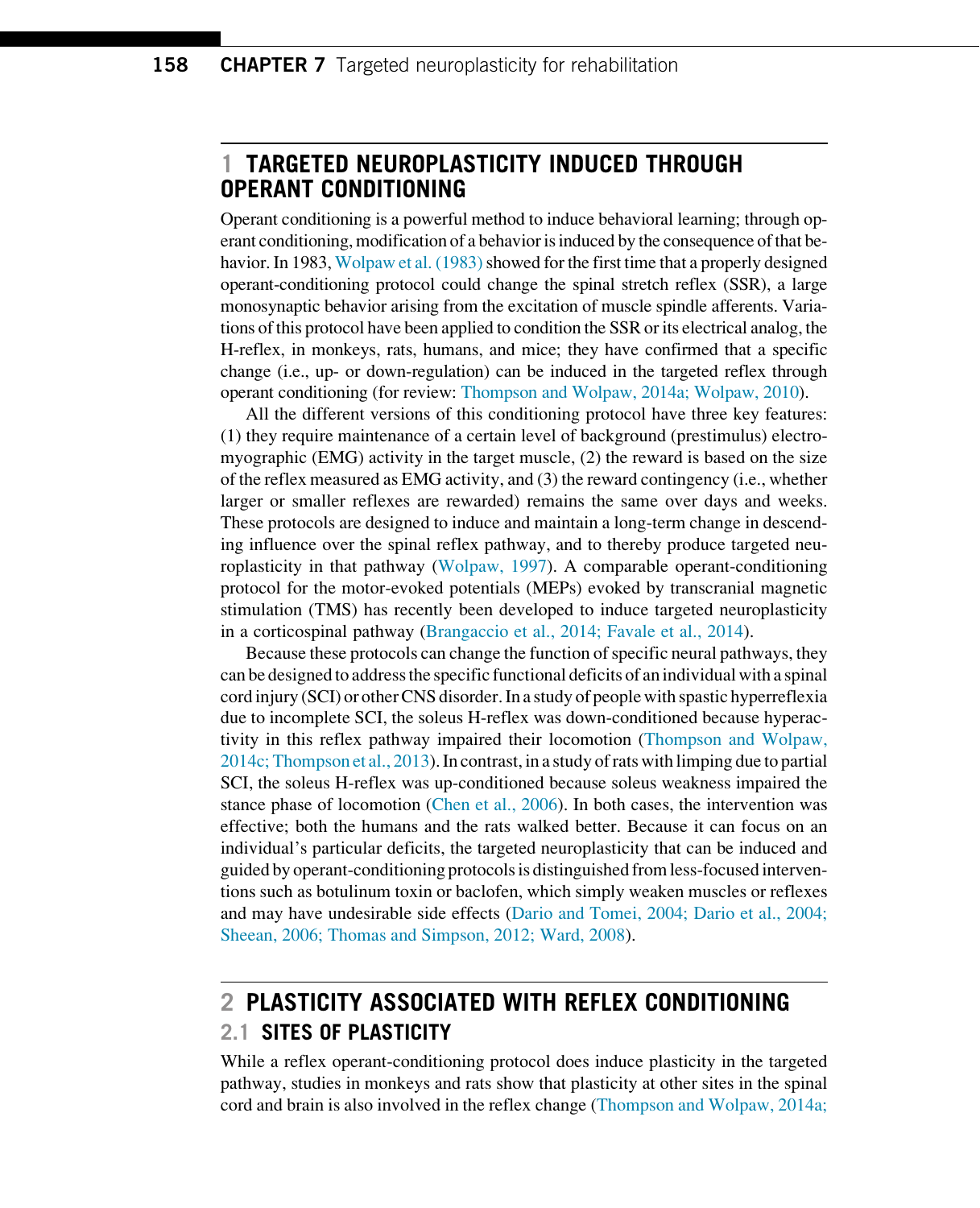# 1 TARGETED NEUROPLASTICITY INDUCED THROUGH OPERANT CONDITIONING

Operant conditioning is a powerful method to induce behavioral learning; through operant conditioning, modification of a behavior is induced by the consequence of that behavior. In 1983, Wolpaw et al. (1983) showed for the first time that a properly designed operant-conditioning protocol could change the spinal stretch reflex (SSR), a large monosynaptic behavior arising from the excitation of muscle spindle afferents. Variations of this protocol have been applied to condition the SSR or its electrical analog, the H-reflex, in monkeys, rats, humans, and mice; they have confirmed that a specific change (i.e., up- or down-regulation) can be induced in the targeted reflex through operant conditioning (for review: Thompson and Wolpaw, 2014a; Wolpaw, 2010).

All the different versions of this conditioning protocol have three key features: (1) they require maintenance of a certain level of background (prestimulus) electromyographic (EMG) activity in the target muscle, (2) the reward is based on the size of the reflex measured as EMG activity, and (3) the reward contingency (i.e., whether larger or smaller reflexes are rewarded) remains the same over days and weeks. These protocols are designed to induce and maintain a long-term change in descending influence over the spinal reflex pathway, and to thereby produce targeted neuroplasticity in that pathway (Wolpaw, 1997). A comparable operant-conditioning protocol for the motor-evoked potentials (MEPs) evoked by transcranial magnetic stimulation (TMS) has recently been developed to induce targeted neuroplasticity in a corticospinal pathway (Brangaccio et al., 2014; Favale et al., 2014).

Because these protocols can change the function of specific neural pathways, they can be designed to address the specific functional deficits of an individual with a spinal cord injury (SCI) or other CNS disorder. In a study of people with spastic hyperreflexia due to incomplete SCI, the soleus H-reflex was down-conditioned because hyperactivity in this reflex pathway impaired their locomotion (Thompson and Wolpaw, 2014c; Thompson et al., 2013). In contrast, in a study of rats with limping due to partial SCI, the soleus H-reflex was up-conditioned because soleus weakness impaired the stance phase of locomotion (Chen et al., 2006). In both cases, the intervention was effective; both the humans and the rats walked better. Because it can focus on an individual's particular deficits, the targeted neuroplasticity that can be induced and guided by operant-conditioning protocols is distinguished from less-focused interventions such as botulinum toxin or baclofen, which simply weaken muscles or reflexes and may have undesirable side effects (Dario and Tomei, 2004; Dario et al., 2004; Sheean, 2006; Thomas and Simpson, 2012; Ward, 2008).

# 2 PLASTICITY ASSOCIATED WITH REFLEX CONDITIONING

## 2.1 SITES OF PLASTICITY

While a reflex operant-conditioning protocol does induce plasticity in the targeted pathway, studies in monkeys and rats show that plasticity at other sites in the spinal cord and brain is also involved in the reflex change (Thompson and Wolpaw, 2014a;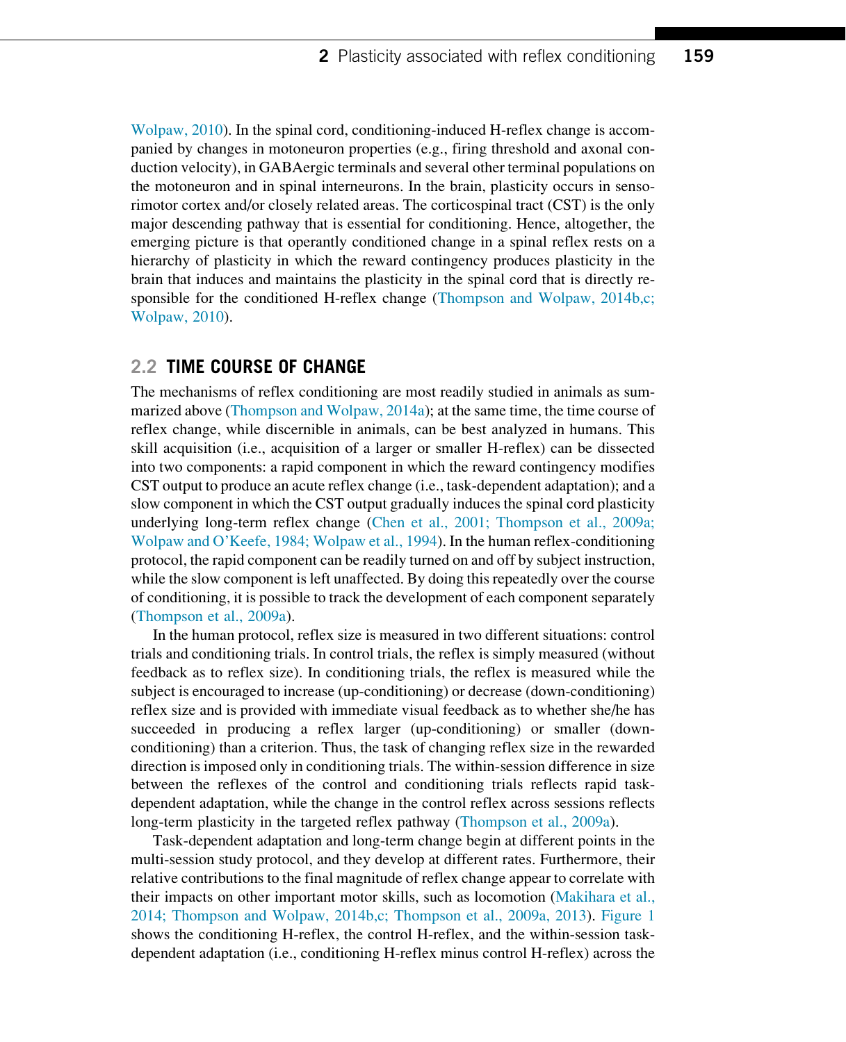Wolpaw, 2010). In the spinal cord, conditioning-induced H-reflex change is accompanied by changes in motoneuron properties (e.g., firing threshold and axonal conduction velocity), in GABAergic terminals and several other terminal populations on the motoneuron and in spinal interneurons. In the brain, plasticity occurs in sensorimotor cortex and/or closely related areas. The corticospinal tract (CST) is the only major descending pathway that is essential for conditioning. Hence, altogether, the emerging picture is that operantly conditioned change in a spinal reflex rests on a hierarchy of plasticity in which the reward contingency produces plasticity in the brain that induces and maintains the plasticity in the spinal cord that is directly responsible for the conditioned H-reflex change (Thompson and Wolpaw, 2014b,c; Wolpaw, 2010).

## 2.2 TIME COURSE OF CHANGE

The mechanisms of reflex conditioning are most readily studied in animals as summarized above (Thompson and Wolpaw, 2014a); at the same time, the time course of reflex change, while discernible in animals, can be best analyzed in humans. This skill acquisition (i.e., acquisition of a larger or smaller H-reflex) can be dissected into two components: a rapid component in which the reward contingency modifies CST output to produce an acute reflex change (i.e., task-dependent adaptation); and a slow component in which the CST output gradually induces the spinal cord plasticity underlying long-term reflex change (Chen et al., 2001; Thompson et al., 2009a; Wolpaw and O'Keefe, 1984; Wolpaw et al., 1994). In the human reflex-conditioning protocol, the rapid component can be readily turned on and off by subject instruction, while the slow component is left unaffected. By doing this repeatedly over the course of conditioning, it is possible to track the development of each component separately (Thompson et al., 2009a).

In the human protocol, reflex size is measured in two different situations: control trials and conditioning trials. In control trials, the reflex is simply measured (without feedback as to reflex size). In conditioning trials, the reflex is measured while the subject is encouraged to increase (up-conditioning) or decrease (down-conditioning) reflex size and is provided with immediate visual feedback as to whether she/he has succeeded in producing a reflex larger (up-conditioning) or smaller (down-conditioning) than a criterion. Thus, the task of changing reflex size in the rewarded direction is imposed only in conditioning trials. The within-session difference in size between the reflexes of the control and conditioning trials reflects rapid task-dependent adaptation, while the change in the control reflex across sessions reflects long-term plasticity in the targeted reflex pathway (Thompson et al., 2009a).

Task-dependent adaptation and long-term change begin at different points in the multi-session study protocol, and they develop at different rates. Furthermore, their relative contributions to the final magnitude of reflex change appear to correlate with their impacts on other important motor skills, such as locomotion (Makihara et al., 2014; Thompson and Wolpaw, 2014b,c; Thompson et al., 2009a, 2013). Figure 1 shows the conditioning H-reflex, the control H-reflex, and the within-session task-dependent adaptation (i.e., conditioning H-reflex minus control H-reflex) across the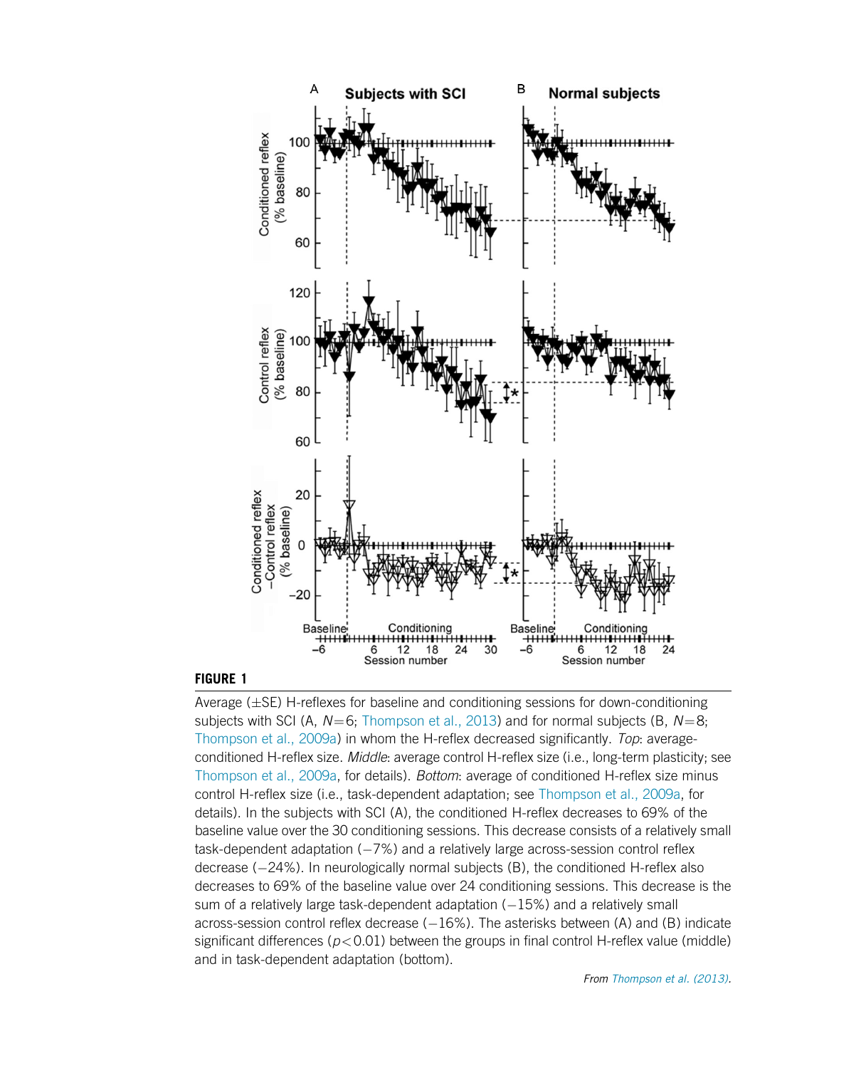**FIGURE 1**

Average (±SE) H-reflexes for baseline and conditioning sessions for down-conditioning subjects with SCI (A, $N=6$; Thompson et al., 2013) and for normal subjects (B, $N=8$; Thompson et al., 2009a) in whom the H-reflex decreased significantly. *Top*: average-conditioned H-reflex size. *Middle*: average control H-reflex size (i.e., long-term plasticity; see Thompson et al., 2009a, for details). *Bottom*: average of conditioned H-reflex size minus control H-reflex size (i.e., task-dependent adaptation; see Thompson et al., 2009a, for details). In the subjects with SCI (A), the conditioned H-reflex decreases to 69% of the baseline value over the 30 conditioning sessions. This decrease consists of a relatively small task-dependent adaptation (−7%) and a relatively large across-session control reflex decrease (−24%). In neurologically normal subjects (B), the conditioned H-reflex also decreases to 69% of the baseline value over 24 conditioning sessions. This decrease is the sum of a relatively large task-dependent adaptation (−15%) and a relatively small across-session control reflex decrease (−16%). The asterisks between (A) and (B) indicate significant differences ($p<0.01$) between the groups in final control H-reflex value (middle) and in task-dependent adaptation (bottom).

*From Thompson et al. (2013).*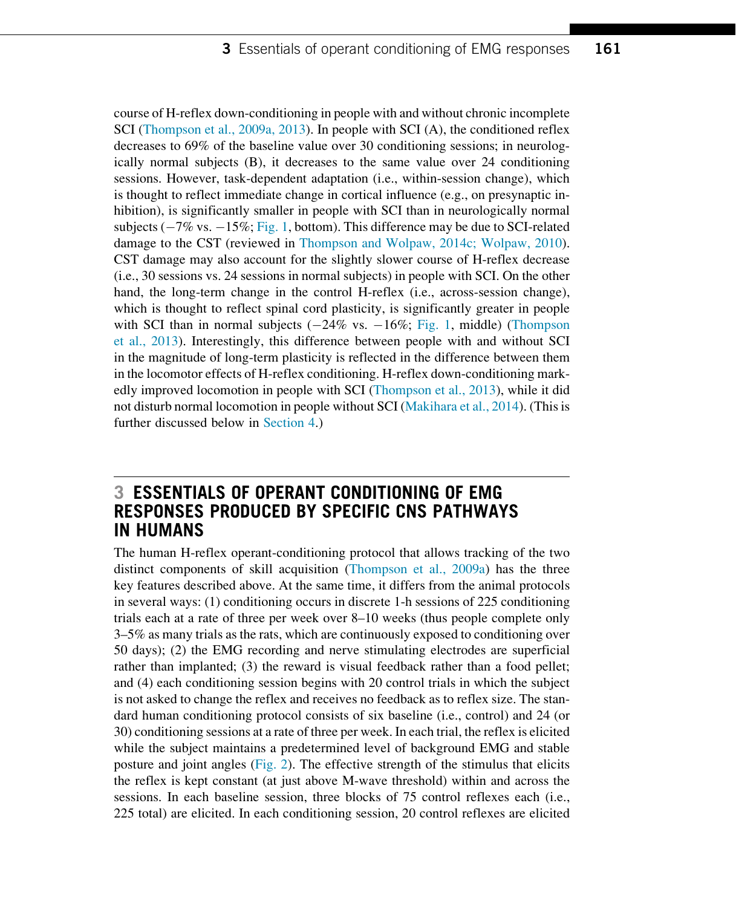course of H-reflex down-conditioning in people with and without chronic incomplete SCI (Thompson et al., 2009a, 2013). In people with SCI (A), the conditioned reflex decreases to 69% of the baseline value over 30 conditioning sessions; in neurologically normal subjects (B), it decreases to the same value over 24 conditioning sessions. However, task-dependent adaptation (i.e., within-session change), which is thought to reflect immediate change in cortical influence (e.g., on presynaptic inhibition), is significantly smaller in people with SCI than in neurologically normal subjects (−7% vs. −15%; Fig. 1, bottom). This difference may be due to SCI-related damage to the CST (reviewed in Thompson and Wolpaw, 2014c; Wolpaw, 2010). CST damage may also account for the slightly slower course of H-reflex decrease (i.e., 30 sessions vs. 24 sessions in normal subjects) in people with SCI. On the other hand, the long-term change in the control H-reflex (i.e., across-session change), which is thought to reflect spinal cord plasticity, is significantly greater in people with SCI than in normal subjects (−24% vs. −16%; Fig. 1, middle) (Thompson et al., 2013). Interestingly, this difference between people with and without SCI in the magnitude of long-term plasticity is reflected in the difference between them in the locomotor effects of H-reflex conditioning. H-reflex down-conditioning markedly improved locomotion in people with SCI (Thompson et al., 2013), while it did not disturb normal locomotion in people without SCI (Makihara et al., 2014). (This is further discussed below in Section 4.)

## 3 ESSENTIALS OF OPERANT CONDITIONING OF EMG RESPONSES PRODUCED BY SPECIFIC CNS PATHWAYS IN HUMANS

The human H-reflex operant-conditioning protocol that allows tracking of the two distinct components of skill acquisition (Thompson et al., 2009a) has the three key features described above. At the same time, it differs from the animal protocols in several ways: (1) conditioning occurs in discrete 1-h sessions of 225 conditioning trials each at a rate of three per week over 8–10 weeks (thus people complete only 3–5% as many trials as the rats, which are continuously exposed to conditioning over 50 days); (2) the EMG recording and nerve stimulating electrodes are superficial rather than implanted; (3) the reward is visual feedback rather than a food pellet; and (4) each conditioning session begins with 20 control trials in which the subject is not asked to change the reflex and receives no feedback as to reflex size. The standard human conditioning protocol consists of six baseline (i.e., control) and 24 (or 30) conditioning sessions at a rate of three per week. In each trial, the reflex is elicited while the subject maintains a predetermined level of background EMG and stable posture and joint angles (Fig. 2). The effective strength of the stimulus that elicits the reflex is kept constant (at just above M-wave threshold) within and across the sessions. In each baseline session, three blocks of 75 control reflexes each (i.e., 225 total) are elicited. In each conditioning session, 20 control reflexes are elicited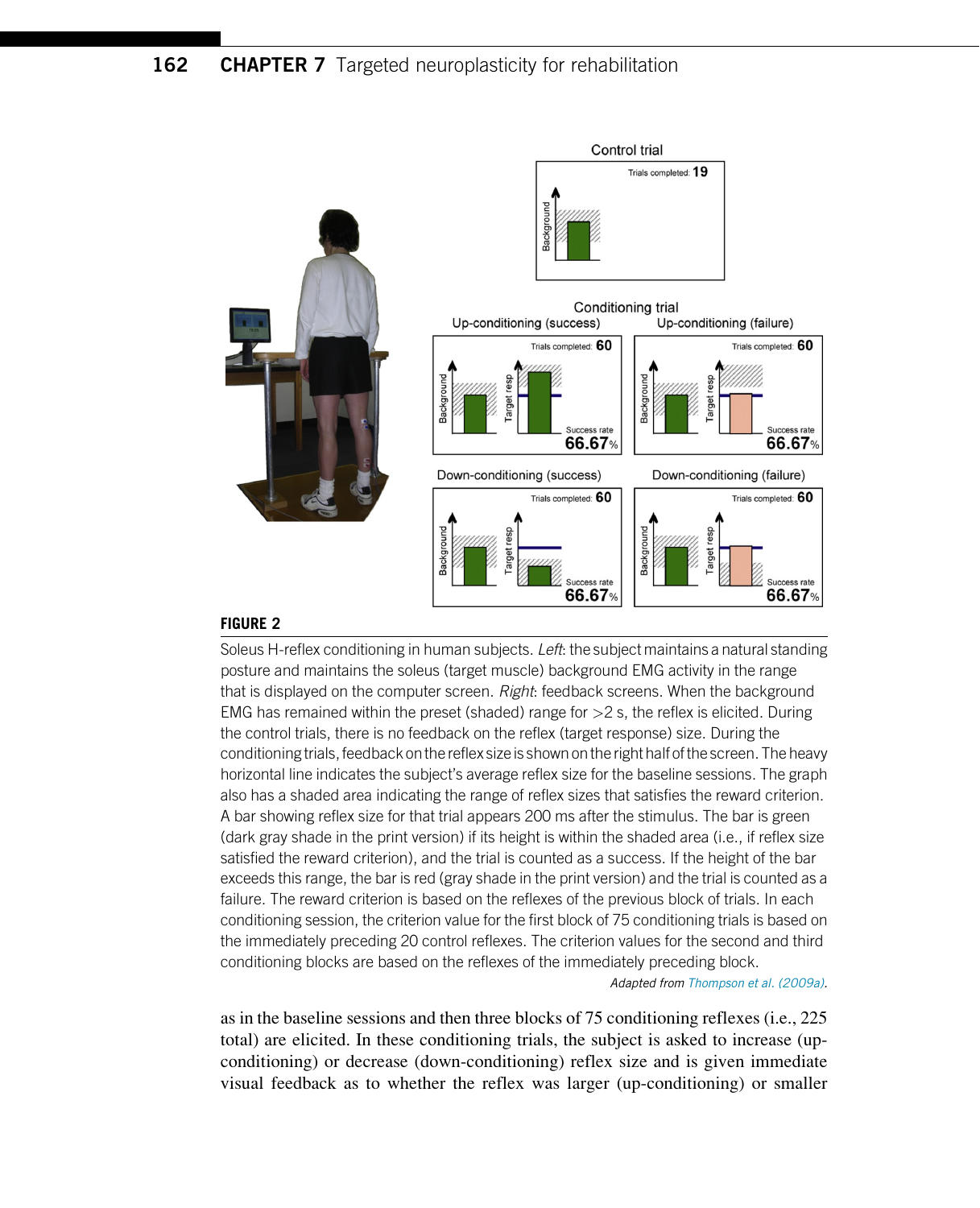**FIGURE 2**

Soleus H-reflex conditioning in human subjects. *Left*: the subject maintains a natural standing posture and maintains the soleus (target muscle) background EMG activity in the range that is displayed on the computer screen. *Right*: feedback screens. When the background EMG has remained within the preset (shaded) range for >2 s, the reflex is elicited. During the control trials, there is no feedback on the reflex (target response) size. During the conditioning trials, feedback on the reflex size is shown on the right half of the screen. The heavy horizontal line indicates the subject's average reflex size for the baseline sessions. The graph also has a shaded area indicating the range of reflex sizes that satisfies the reward criterion. A bar showing reflex size for that trial appears 200 ms after the stimulus. The bar is green (dark gray shade in the print version) if its height is within the shaded area (i.e., if reflex size satisfied the reward criterion), and the trial is counted as a success. If the height of the bar exceeds this range, the bar is red (gray shade in the print version) and the trial is counted as a failure. The reward criterion is based on the reflexes of the previous block of trials. In each conditioning session, the criterion value for the first block of 75 conditioning trials is based on the immediately preceding 20 control reflexes. The criterion values for the second and third conditioning blocks are based on the reflexes of the immediately preceding block.

*Adapted from Thompson et al. (2009a).*

as in the baseline sessions and then three blocks of 75 conditioning reflexes (i.e., 225 total) are elicited. In these conditioning trials, the subject is asked to increase (up-conditioning) or decrease (down-conditioning) reflex size and is given immediate visual feedback as to whether the reflex was larger (up-conditioning) or smaller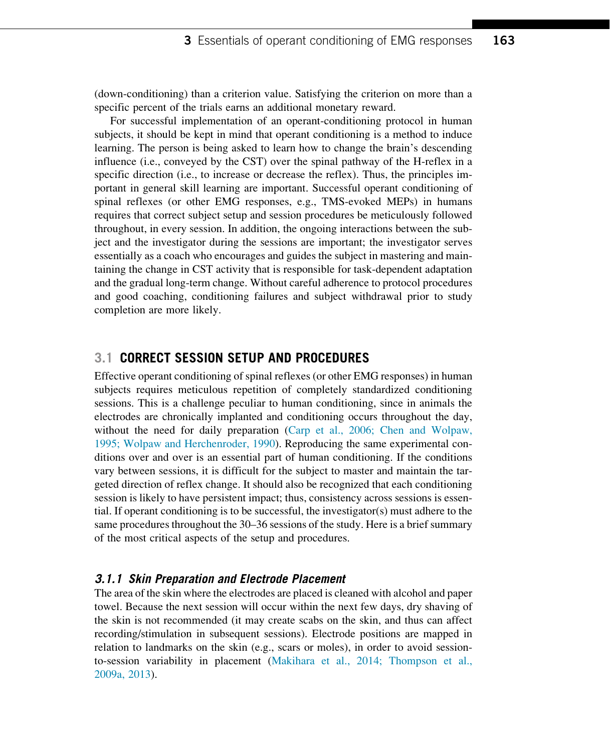(down-conditioning) than a criterion value. Satisfying the criterion on more than a specific percent of the trials earns an additional monetary reward.

For successful implementation of an operant-conditioning protocol in human subjects, it should be kept in mind that operant conditioning is a method to induce learning. The person is being asked to learn how to change the brain's descending influence (i.e., conveyed by the CST) over the spinal pathway of the H-reflex in a specific direction (i.e., to increase or decrease the reflex). Thus, the principles important in general skill learning are important. Successful operant conditioning of spinal reflexes (or other EMG responses, e.g., TMS-evoked MEPs) in humans requires that correct subject setup and session procedures be meticulously followed throughout, in every session. In addition, the ongoing interactions between the subject and the investigator during the sessions are important; the investigator serves essentially as a coach who encourages and guides the subject in mastering and maintaining the change in CST activity that is responsible for task-dependent adaptation and the gradual long-term change. Without careful adherence to protocol procedures and good coaching, conditioning failures and subject withdrawal prior to study completion are more likely.

## 3.1 CORRECT SESSION SETUP AND PROCEDURES

Effective operant conditioning of spinal reflexes (or other EMG responses) in human subjects requires meticulous repetition of completely standardized conditioning sessions. This is a challenge peculiar to human conditioning, since in animals the electrodes are chronically implanted and conditioning occurs throughout the day, without the need for daily preparation (Carp et al., 2006; Chen and Wolpaw, 1995; Wolpaw and Herchenroder, 1990). Reproducing the same experimental conditions over and over is an essential part of human conditioning. If the conditions vary between sessions, it is difficult for the subject to master and maintain the targeted direction of reflex change. It should also be recognized that each conditioning session is likely to have persistent impact; thus, consistency across sessions is essential. If operant conditioning is to be successful, the investigator(s) must adhere to the same procedures throughout the 30–36 sessions of the study. Here is a brief summary of the most critical aspects of the setup and procedures.

### *3.1.1 Skin Preparation and Electrode Placement*

The area of the skin where the electrodes are placed is cleaned with alcohol and paper towel. Because the next session will occur within the next few days, dry shaving of the skin is not recommended (it may create scabs on the skin, and thus can affect recording/stimulation in subsequent sessions). Electrode positions are mapped in relation to landmarks on the skin (e.g., scars or moles), in order to avoid session-to-session variability in placement (Makihara et al., 2014; Thompson et al., 2009a, 2013).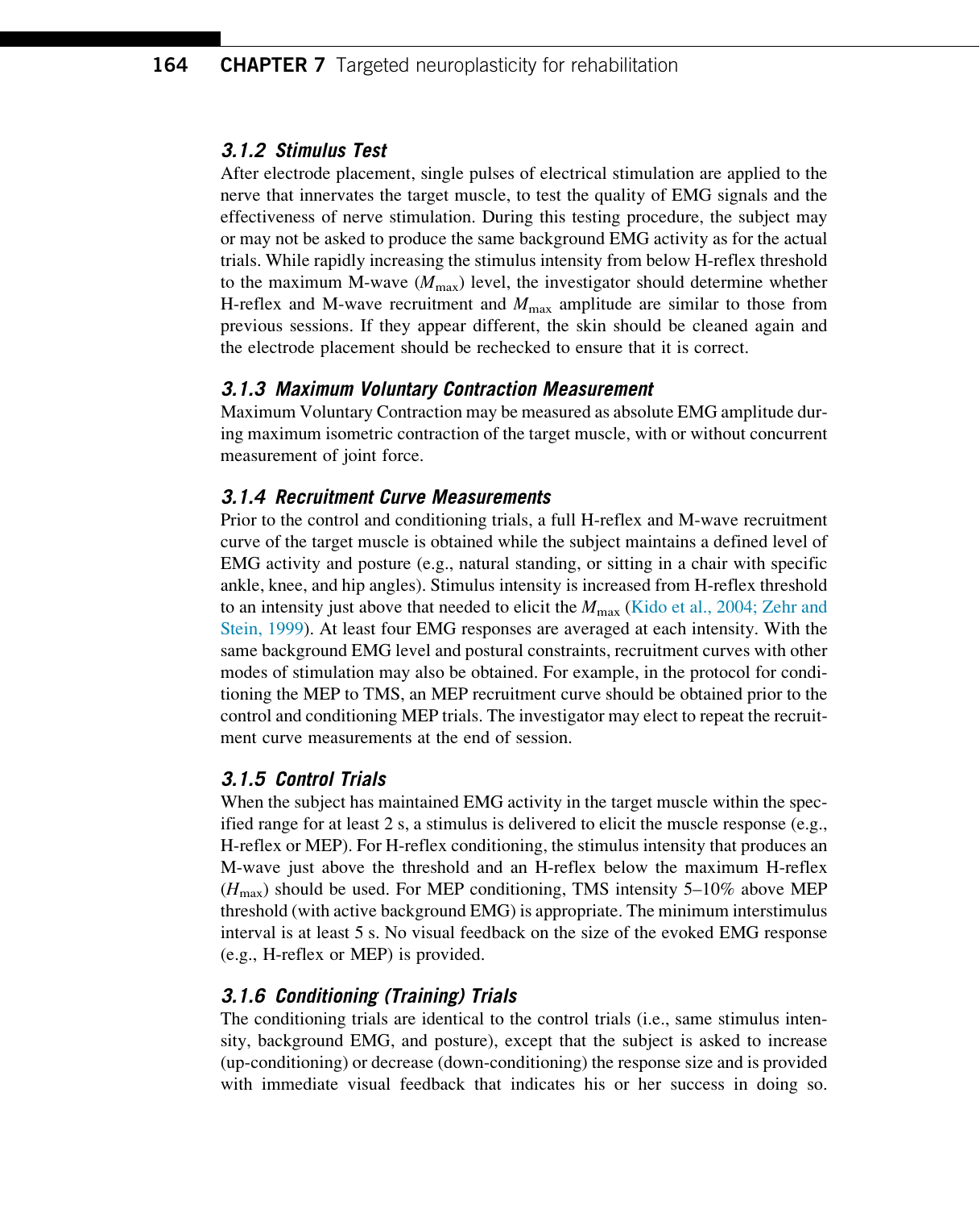### *3.1.2 Stimulus Test*

After electrode placement, single pulses of electrical stimulation are applied to the nerve that innervates the target muscle, to test the quality of EMG signals and the effectiveness of nerve stimulation. During this testing procedure, the subject may or may not be asked to produce the same background EMG activity as for the actual trials. While rapidly increasing the stimulus intensity from below H-reflex threshold to the maximum M-wave ($M_{max}$) level, the investigator should determine whether H-reflex and M-wave recruitment and $M_{max}$ amplitude are similar to those from previous sessions. If they appear different, the skin should be cleaned again and the electrode placement should be rechecked to ensure that it is correct.

### *3.1.3 Maximum Voluntary Contraction Measurement*

Maximum Voluntary Contraction may be measured as absolute EMG amplitude during maximum isometric contraction of the target muscle, with or without concurrent measurement of joint force.

### *3.1.4 Recruitment Curve Measurements*

Prior to the control and conditioning trials, a full H-reflex and M-wave recruitment curve of the target muscle is obtained while the subject maintains a defined level of EMG activity and posture (e.g., natural standing, or sitting in a chair with specific ankle, knee, and hip angles). Stimulus intensity is increased from H-reflex threshold to an intensity just above that needed to elicit the $M_{max}$ (Kido et al., 2004; Zehr and Stein, 1999). At least four EMG responses are averaged at each intensity. With the same background EMG level and postural constraints, recruitment curves with other modes of stimulation may also be obtained. For example, in the protocol for conditioning the MEP to TMS, an MEP recruitment curve should be obtained prior to the control and conditioning MEP trials. The investigator may elect to repeat the recruitment curve measurements at the end of session.

### *3.1.5 Control Trials*

When the subject has maintained EMG activity in the target muscle within the specified range for at least 2 s, a stimulus is delivered to elicit the muscle response (e.g., H-reflex or MEP). For H-reflex conditioning, the stimulus intensity that produces an M-wave just above the threshold and an H-reflex below the maximum H-reflex ($H_{max}$) should be used. For MEP conditioning, TMS intensity 5–10% above MEP threshold (with active background EMG) is appropriate. The minimum interstimulus interval is at least 5 s. No visual feedback on the size of the evoked EMG response (e.g., H-reflex or MEP) is provided.

### *3.1.6 Conditioning (Training) Trials*

The conditioning trials are identical to the control trials (i.e., same stimulus intensity, background EMG, and posture), except that the subject is asked to increase (up-conditioning) or decrease (down-conditioning) the response size and is provided with immediate visual feedback that indicates his or her success in doing so.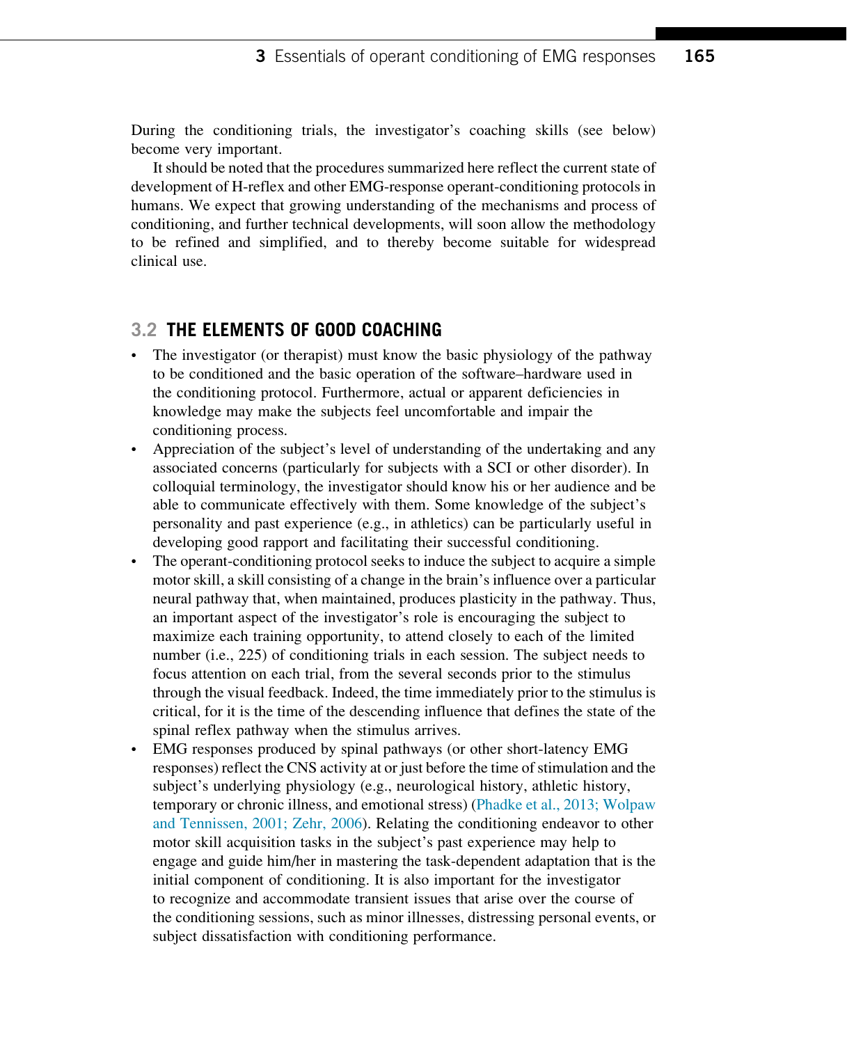During the conditioning trials, the investigator's coaching skills (see below) become very important.

It should be noted that the procedures summarized here reflect the current state of development of H-reflex and other EMG-response operant-conditioning protocols in humans. We expect that growing understanding of the mechanisms and process of conditioning, and further technical developments, will soon allow the methodology to be refined and simplified, and to thereby become suitable for widespread clinical use.

## 3.2 THE ELEMENTS OF GOOD COACHING

- The investigator (or therapist) must know the basic physiology of the pathway to be conditioned and the basic operation of the software–hardware used in the conditioning protocol. Furthermore, actual or apparent deficiencies in knowledge may make the subjects feel uncomfortable and impair the conditioning process.
- Appreciation of the subject's level of understanding of the undertaking and any associated concerns (particularly for subjects with a SCI or other disorder). In colloquial terminology, the investigator should know his or her audience and be able to communicate effectively with them. Some knowledge of the subject's personality and past experience (e.g., in athletics) can be particularly useful in developing good rapport and facilitating their successful conditioning.
- The operant-conditioning protocol seeks to induce the subject to acquire a simple motor skill, a skill consisting of a change in the brain's influence over a particular neural pathway that, when maintained, produces plasticity in the pathway. Thus, an important aspect of the investigator's role is encouraging the subject to maximize each training opportunity, to attend closely to each of the limited number (i.e., 225) of conditioning trials in each session. The subject needs to focus attention on each trial, from the several seconds prior to the stimulus through the visual feedback. Indeed, the time immediately prior to the stimulus is critical, for it is the time of the descending influence that defines the state of the spinal reflex pathway when the stimulus arrives.
- EMG responses produced by spinal pathways (or other short-latency EMG responses) reflect the CNS activity at or just before the time of stimulation and the subject's underlying physiology (e.g., neurological history, athletic history, temporary or chronic illness, and emotional stress) (Phadke et al., 2013; Wolpaw and Tennissen, 2001; Zehr, 2006). Relating the conditioning endeavor to other motor skill acquisition tasks in the subject's past experience may help to engage and guide him/her in mastering the task-dependent adaptation that is the initial component of conditioning. It is also important for the investigator to recognize and accommodate transient issues that arise over the course of the conditioning sessions, such as minor illnesses, distressing personal events, or subject dissatisfaction with conditioning performance.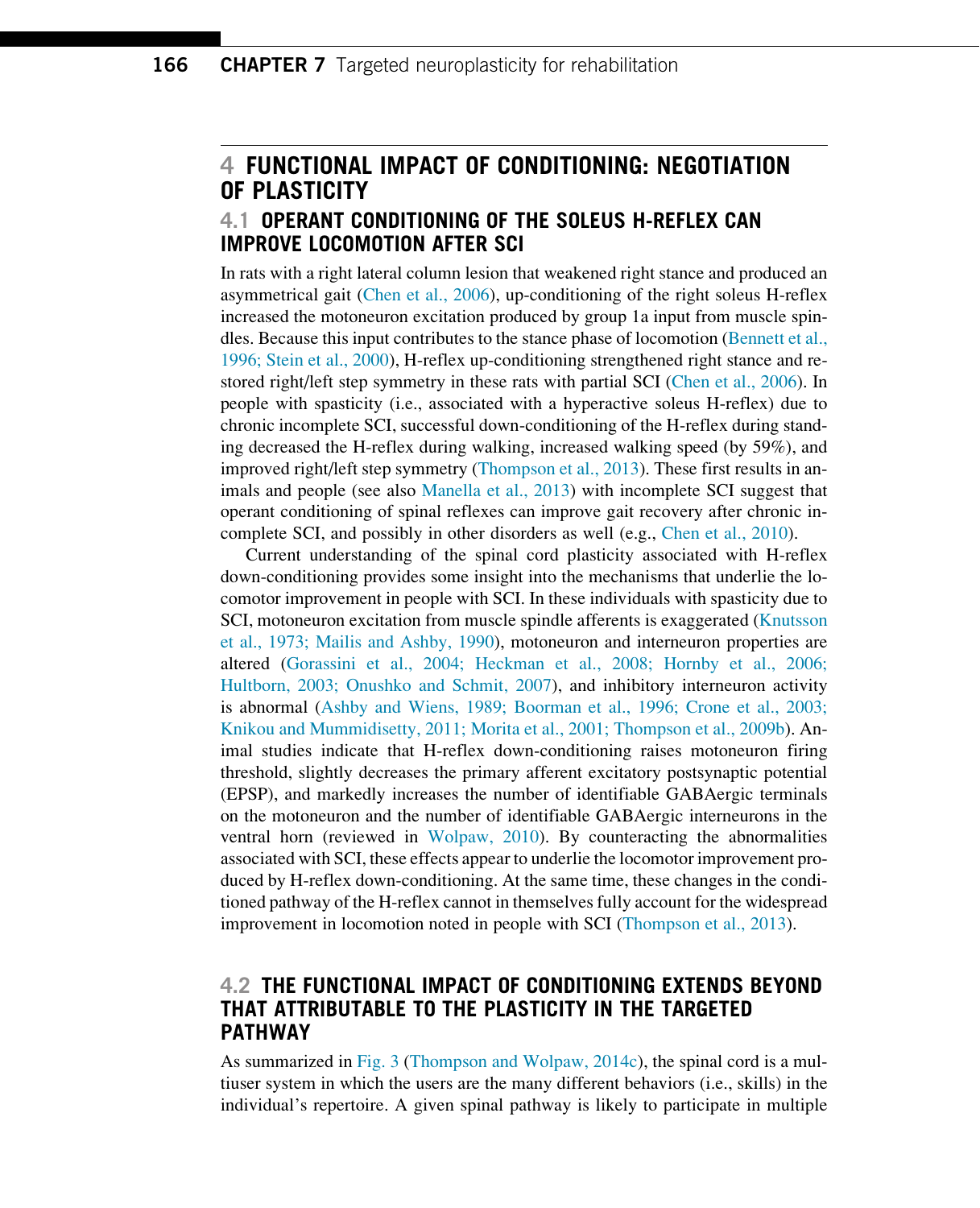## 4 FUNCTIONAL IMPACT OF CONDITIONING: NEGOTIATION OF PLASTICITY

### 4.1 OPERANT CONDITIONING OF THE SOLEUS H-REFLEX CAN IMPROVE LOCOMOTION AFTER SCI

In rats with a right lateral column lesion that weakened right stance and produced an asymmetrical gait (Chen et al., 2006), up-conditioning of the right soleus H-reflex increased the motoneuron excitation produced by group 1a input from muscle spindles. Because this input contributes to the stance phase of locomotion (Bennett et al., 1996; Stein et al., 2000), H-reflex up-conditioning strengthened right stance and restored right/left step symmetry in these rats with partial SCI (Chen et al., 2006). In people with spasticity (i.e., associated with a hyperactive soleus H-reflex) due to chronic incomplete SCI, successful down-conditioning of the H-reflex during standing decreased the H-reflex during walking, increased walking speed (by 59%), and improved right/left step symmetry (Thompson et al., 2013). These first results in animals and people (see also Manella et al., 2013) with incomplete SCI suggest that operant conditioning of spinal reflexes can improve gait recovery after chronic incomplete SCI, and possibly in other disorders as well (e.g., Chen et al., 2010).

Current understanding of the spinal cord plasticity associated with H-reflex down-conditioning provides some insight into the mechanisms that underlie the locomotor improvement in people with SCI. In these individuals with spasticity due to SCI, motoneuron excitation from muscle spindle afferents is exaggerated (Knutsson et al., 1973; Mailis and Ashby, 1990), motoneuron and interneuron properties are altered (Gorassini et al., 2004; Heckman et al., 2008; Hornby et al., 2006; Hultborn, 2003; Onushko and Schmit, 2007), and inhibitory interneuron activity is abnormal (Ashby and Wiens, 1989; Boorman et al., 1996; Crone et al., 2003; Knikou and Mummidisetty, 2011; Morita et al., 2001; Thompson et al., 2009b). Animal studies indicate that H-reflex down-conditioning raises motoneuron firing threshold, slightly decreases the primary afferent excitatory postsynaptic potential (EPSP), and markedly increases the number of identifiable GABAergic terminals on the motoneuron and the number of identifiable GABAergic interneurons in the ventral horn (reviewed in Wolpaw, 2010). By counteracting the abnormalities associated with SCI, these effects appear to underlie the locomotor improvement produced by H-reflex down-conditioning. At the same time, these changes in the conditioned pathway of the H-reflex cannot in themselves fully account for the widespread improvement in locomotion noted in people with SCI (Thompson et al., 2013).

### 4.2 THE FUNCTIONAL IMPACT OF CONDITIONING EXTENDS BEYOND THAT ATTRIBUTABLE TO THE PLASTICITY IN THE TARGETED PATHWAY

As summarized in Fig. 3 (Thompson and Wolpaw, 2014c), the spinal cord is a multiuser system in which the users are the many different behaviors (i.e., skills) in the individual's repertoire. A given spinal pathway is likely to participate in multiple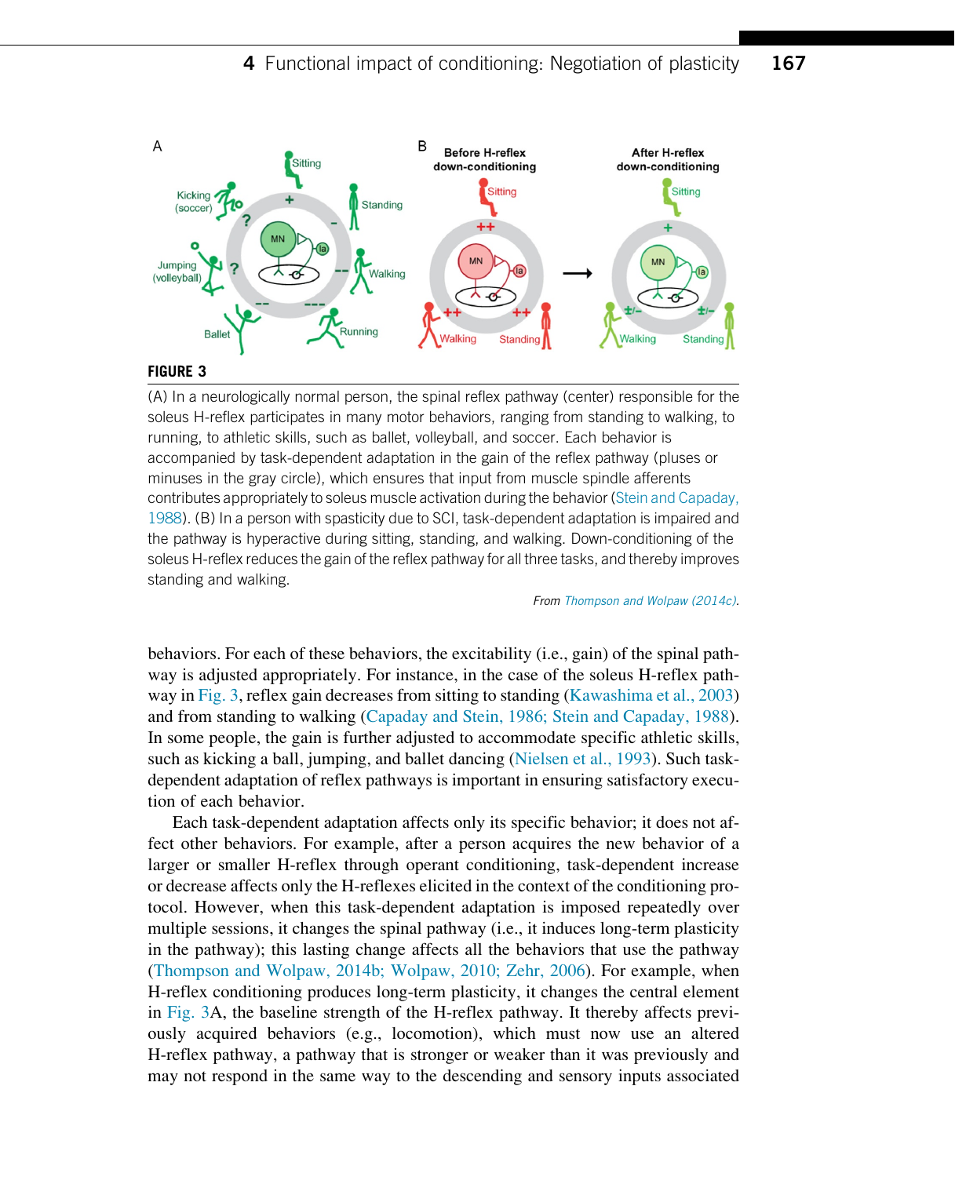**FIGURE 3**

(A) In a neurologically normal person, the spinal reflex pathway (center) responsible for the soleus H-reflex participates in many motor behaviors, ranging from standing to walking, to running, to athletic skills, such as ballet, volleyball, and soccer. Each behavior is accompanied by task-dependent adaptation in the gain of the reflex pathway (pluses or minuses in the gray circle), which ensures that input from muscle spindle afferents contributes appropriately to soleus muscle activation during the behavior (Stein and Capaday, 1988). (B) In a person with spasticity due to SCI, task-dependent adaptation is impaired and the pathway is hyperactive during sitting, standing, and walking. Down-conditioning of the soleus H-reflex reduces the gain of the reflex pathway for all three tasks, and thereby improves standing and walking.

*From Thompson and Wolpaw (2014c).*

behaviors. For each of these behaviors, the excitability (i.e., gain) of the spinal pathway is adjusted appropriately. For instance, in the case of the soleus H-reflex pathway in Fig. 3, reflex gain decreases from sitting to standing (Kawashima et al., 2003) and from standing to walking (Capaday and Stein, 1986; Stein and Capaday, 1988). In some people, the gain is further adjusted to accommodate specific athletic skills, such as kicking a ball, jumping, and ballet dancing (Nielsen et al., 1993). Such task-dependent adaptation of reflex pathways is important in ensuring satisfactory execution of each behavior.

Each task-dependent adaptation affects only its specific behavior; it does not affect other behaviors. For example, after a person acquires the new behavior of a larger or smaller H-reflex through operant conditioning, task-dependent increase or decrease affects only the H-reflexes elicited in the context of the conditioning protocol. However, when this task-dependent adaptation is imposed repeatedly over multiple sessions, it changes the spinal pathway (i.e., it induces long-term plasticity in the pathway); this lasting change affects all the behaviors that use the pathway (Thompson and Wolpaw, 2014b; Wolpaw, 2010; Zehr, 2006). For example, when H-reflex conditioning produces long-term plasticity, it changes the central element in Fig. 3A, the baseline strength of the H-reflex pathway. It thereby affects previously acquired behaviors (e.g., locomotion), which must now use an altered H-reflex pathway, a pathway that is stronger or weaker than it was previously and may not respond in the same way to the descending and sensory inputs associated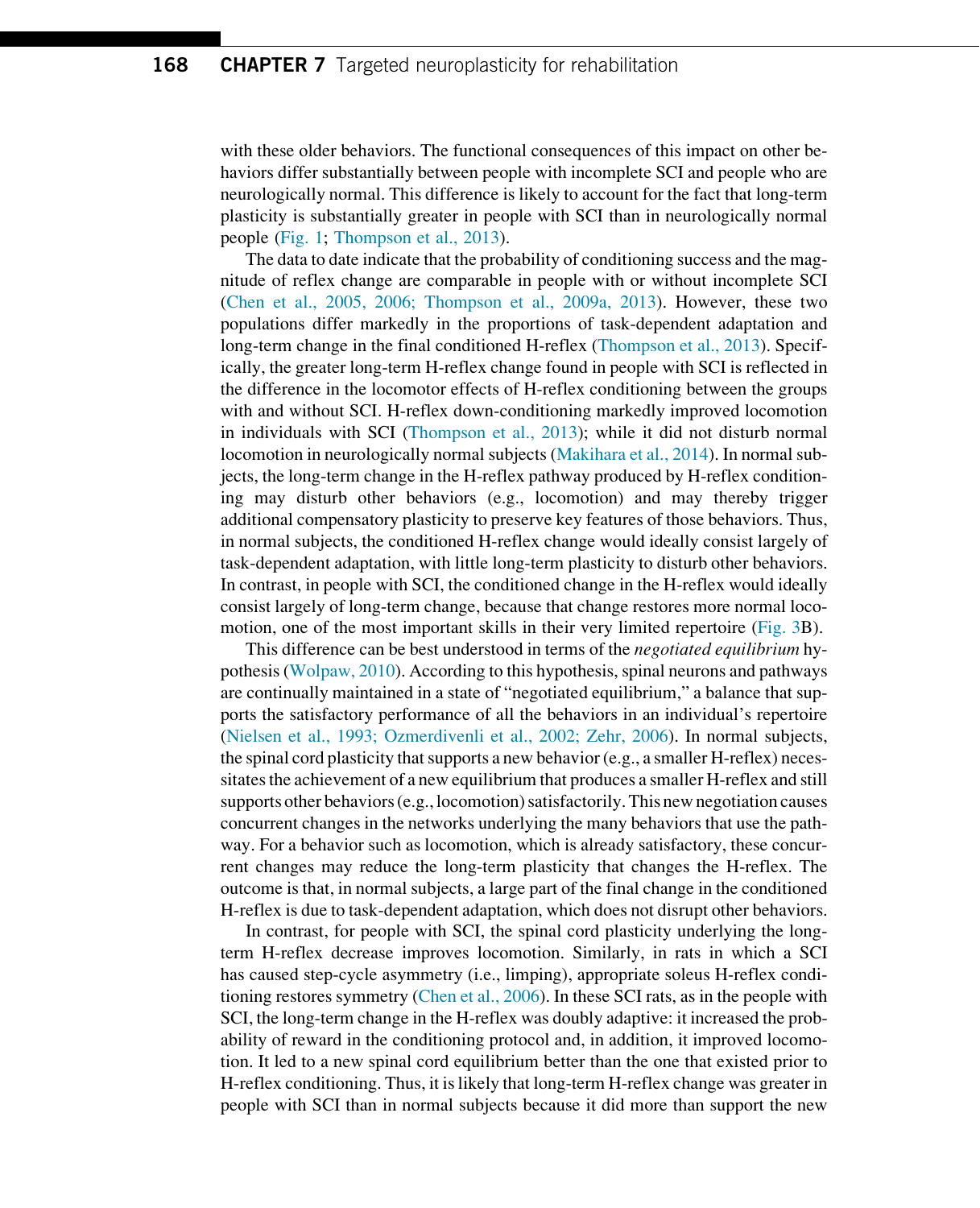with these older behaviors. The functional consequences of this impact on other behaviors differ substantially between people with incomplete SCI and people who are neurologically normal. This difference is likely to account for the fact that long-term plasticity is substantially greater in people with SCI than in neurologically normal people (Fig. 1; Thompson et al., 2013).

The data to date indicate that the probability of conditioning success and the magnitude of reflex change are comparable in people with or without incomplete SCI (Chen et al., 2005, 2006; Thompson et al., 2009a, 2013). However, these two populations differ markedly in the proportions of task-dependent adaptation and long-term change in the final conditioned H-reflex (Thompson et al., 2013). Specifically, the greater long-term H-reflex change found in people with SCI is reflected in the difference in the locomotor effects of H-reflex conditioning between the groups with and without SCI. H-reflex down-conditioning markedly improved locomotion in individuals with SCI (Thompson et al., 2013); while it did not disturb normal locomotion in neurologically normal subjects (Makihara et al., 2014). In normal subjects, the long-term change in the H-reflex pathway produced by H-reflex conditioning may disturb other behaviors (e.g., locomotion) and may thereby trigger additional compensatory plasticity to preserve key features of those behaviors. Thus, in normal subjects, the conditioned H-reflex change would ideally consist largely of task-dependent adaptation, with little long-term plasticity to disturb other behaviors. In contrast, in people with SCI, the conditioned change in the H-reflex would ideally consist largely of long-term change, because that change restores more normal locomotion, one of the most important skills in their very limited repertoire (Fig. 3B).

This difference can be best understood in terms of the *negotiated equilibrium* hypothesis (Wolpaw, 2010). According to this hypothesis, spinal neurons and pathways are continually maintained in a state of "negotiated equilibrium," a balance that supports the satisfactory performance of all the behaviors in an individual's repertoire (Nielsen et al., 1993; Ozmerdivenli et al., 2002; Zehr, 2006). In normal subjects, the spinal cord plasticity that supports a new behavior (e.g., a smaller H-reflex) necessitates the achievement of a new equilibrium that produces a smaller H-reflex and still supports other behaviors (e.g., locomotion) satisfactorily. This new negotiation causes concurrent changes in the networks underlying the many behaviors that use the pathway. For a behavior such as locomotion, which is already satisfactory, these concurrent changes may reduce the long-term plasticity that changes the H-reflex. The outcome is that, in normal subjects, a large part of the final change in the conditioned H-reflex is due to task-dependent adaptation, which does not disrupt other behaviors.

In contrast, for people with SCI, the spinal cord plasticity underlying the long-term H-reflex decrease improves locomotion. Similarly, in rats in which a SCI has caused step-cycle asymmetry (i.e., limping), appropriate soleus H-reflex conditioning restores symmetry (Chen et al., 2006). In these SCI rats, as in the people with SCI, the long-term change in the H-reflex was doubly adaptive: it increased the probability of reward in the conditioning protocol and, in addition, it improved locomotion. It led to a new spinal cord equilibrium better than the one that existed prior to H-reflex conditioning. Thus, it is likely that long-term H-reflex change was greater in people with SCI than in normal subjects because it did more than support the new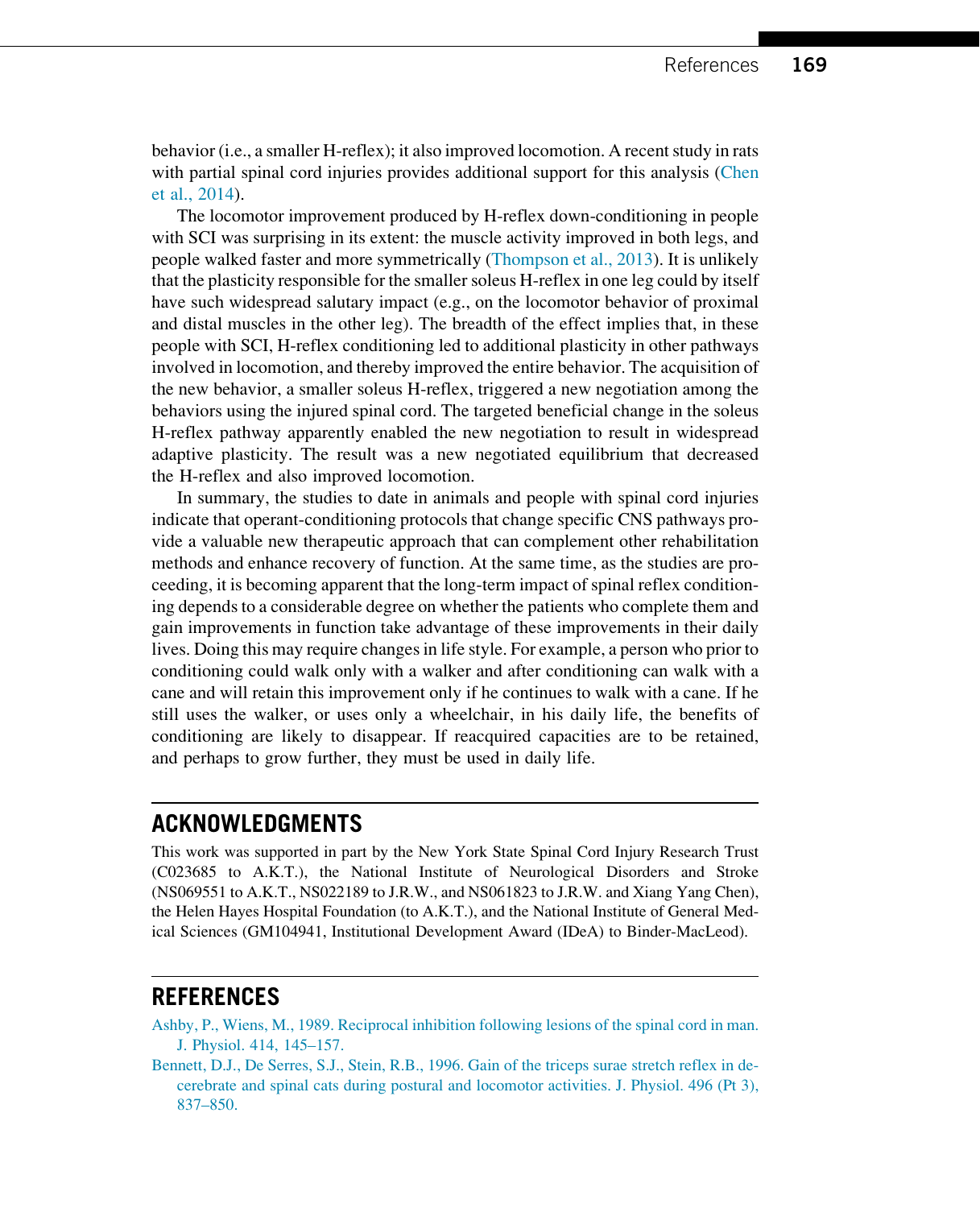behavior (i.e., a smaller H-reflex); it also improved locomotion. A recent study in rats with partial spinal cord injuries provides additional support for this analysis (Chen et al., 2014).

The locomotor improvement produced by H-reflex down-conditioning in people with SCI was surprising in its extent: the muscle activity improved in both legs, and people walked faster and more symmetrically (Thompson et al., 2013). It is unlikely that the plasticity responsible for the smaller soleus H-reflex in one leg could by itself have such widespread salutary impact (e.g., on the locomotor behavior of proximal and distal muscles in the other leg). The breadth of the effect implies that, in these people with SCI, H-reflex conditioning led to additional plasticity in other pathways involved in locomotion, and thereby improved the entire behavior. The acquisition of the new behavior, a smaller soleus H-reflex, triggered a new negotiation among the behaviors using the injured spinal cord. The targeted beneficial change in the soleus H-reflex pathway apparently enabled the new negotiation to result in widespread adaptive plasticity. The result was a new negotiated equilibrium that decreased the H-reflex and also improved locomotion.

In summary, the studies to date in animals and people with spinal cord injuries indicate that operant-conditioning protocols that change specific CNS pathways provide a valuable new therapeutic approach that can complement other rehabilitation methods and enhance recovery of function. At the same time, as the studies are proceeding, it is becoming apparent that the long-term impact of spinal reflex conditioning depends to a considerable degree on whether the patients who complete them and gain improvements in function take advantage of these improvements in their daily lives. Doing this may require changes in life style. For example, a person who prior to conditioning could walk only with a walker and after conditioning can walk with a cane and will retain this improvement only if he continues to walk with a cane. If he still uses the walker, or uses only a wheelchair, in his daily life, the benefits of conditioning are likely to disappear. If reacquired capacities are to be retained, and perhaps to grow further, they must be used in daily life.

## ACKNOWLEDGMENTS

This work was supported in part by the New York State Spinal Cord Injury Research Trust (C023685 to A.K.T.), the National Institute of Neurological Disorders and Stroke (NS069551 to A.K.T., NS022189 to J.R.W., and NS061823 to J.R.W. and Xiang Yang Chen), the Helen Hayes Hospital Foundation (to A.K.T.), and the National Institute of General Medical Sciences (GM104941, Institutional Development Award (IDeA) to Binder-MacLeod).

## REFERENCES

Ashby, P., Wiens, M., 1989. Reciprocal inhibition following lesions of the spinal cord in man. J. Physiol. 414, 145–157.

Bennett, D.J., De Serres, S.J., Stein, R.B., 1996. Gain of the triceps surae stretch reflex in decerebrate and spinal cats during postural and locomotor activities. J. Physiol. 496 (Pt 3), 837–850.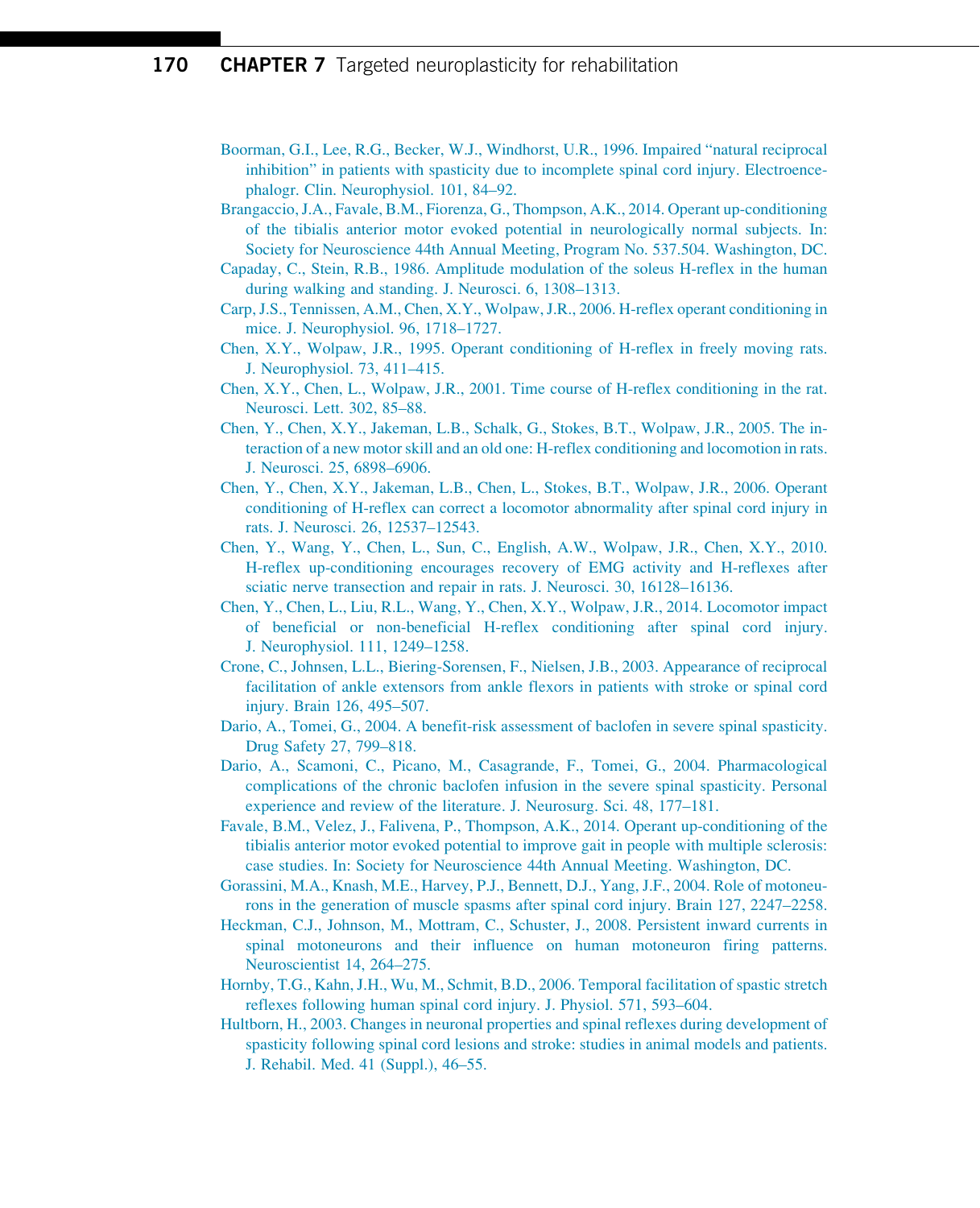Boorman, G.I., Lee, R.G., Becker, W.J., Windhorst, U.R., 1996. Impaired "natural reciprocal inhibition" in patients with spasticity due to incomplete spinal cord injury. Electroencephalogr. Clin. Neurophysiol. 101, 84–92.

Brangaccio, J.A., Favale, B.M., Fiorenza, G., Thompson, A.K., 2014. Operant up-conditioning of the tibialis anterior motor evoked potential in neurologically normal subjects. In: Society for Neuroscience 44th Annual Meeting, Program No. 537.504. Washington, DC.

Capaday, C., Stein, R.B., 1986. Amplitude modulation of the soleus H-reflex in the human during walking and standing. J. Neurosci. 6, 1308–1313.

Carp, J.S., Tennissen, A.M., Chen, X.Y., Wolpaw, J.R., 2006. H-reflex operant conditioning in mice. J. Neurophysiol. 96, 1718–1727.

Chen, X.Y., Wolpaw, J.R., 1995. Operant conditioning of H-reflex in freely moving rats. J. Neurophysiol. 73, 411–415.

Chen, X.Y., Chen, L., Wolpaw, J.R., 2001. Time course of H-reflex conditioning in the rat. Neurosci. Lett. 302, 85–88.

Chen, Y., Chen, X.Y., Jakeman, L.B., Schalk, G., Stokes, B.T., Wolpaw, J.R., 2005. The interaction of a new motor skill and an old one: H-reflex conditioning and locomotion in rats. J. Neurosci. 25, 6898–6906.

Chen, Y., Chen, X.Y., Jakeman, L.B., Chen, L., Stokes, B.T., Wolpaw, J.R., 2006. Operant conditioning of H-reflex can correct a locomotor abnormality after spinal cord injury in rats. J. Neurosci. 26, 12537–12543.

Chen, Y., Wang, Y., Chen, L., Sun, C., English, A.W., Wolpaw, J.R., Chen, X.Y., 2010. H-reflex up-conditioning encourages recovery of EMG activity and H-reflexes after sciatic nerve transection and repair in rats. J. Neurosci. 30, 16128–16136.

Chen, Y., Chen, L., Liu, R.L., Wang, Y., Chen, X.Y., Wolpaw, J.R., 2014. Locomotor impact of beneficial or non-beneficial H-reflex conditioning after spinal cord injury. J. Neurophysiol. 111, 1249–1258.

Crone, C., Johnsen, L.L., Biering-Sorensen, F., Nielsen, J.B., 2003. Appearance of reciprocal facilitation of ankle extensors from ankle flexors in patients with stroke or spinal cord injury. Brain 126, 495–507.

Dario, A., Tomei, G., 2004. A benefit-risk assessment of baclofen in severe spinal spasticity. Drug Safety 27, 799–818.

Dario, A., Scamoni, C., Picano, M., Casagrande, F., Tomei, G., 2004. Pharmacological complications of the chronic baclofen infusion in the severe spinal spasticity. Personal experience and review of the literature. J. Neurosurg. Sci. 48, 177–181.

Favale, B.M., Velez, J., Falivena, P., Thompson, A.K., 2014. Operant up-conditioning of the tibialis anterior motor evoked potential to improve gait in people with multiple sclerosis: case studies. In: Society for Neuroscience 44th Annual Meeting. Washington, DC.

Gorassini, M.A., Knash, M.E., Harvey, P.J., Bennett, D.J., Yang, J.F., 2004. Role of motoneurons in the generation of muscle spasms after spinal cord injury. Brain 127, 2247–2258.

Heckman, C.J., Johnson, M., Mottram, C., Schuster, J., 2008. Persistent inward currents in spinal motoneurons and their influence on human motoneuron firing patterns. Neuroscientist 14, 264–275.

Hornby, T.G., Kahn, J.H., Wu, M., Schmit, B.D., 2006. Temporal facilitation of spastic stretch reflexes following human spinal cord injury. J. Physiol. 571, 593–604.

Hultborn, H., 2003. Changes in neuronal properties and spinal reflexes during development of spasticity following spinal cord lesions and stroke: studies in animal models and patients. J. Rehabil. Med. 41 (Suppl.), 46–55.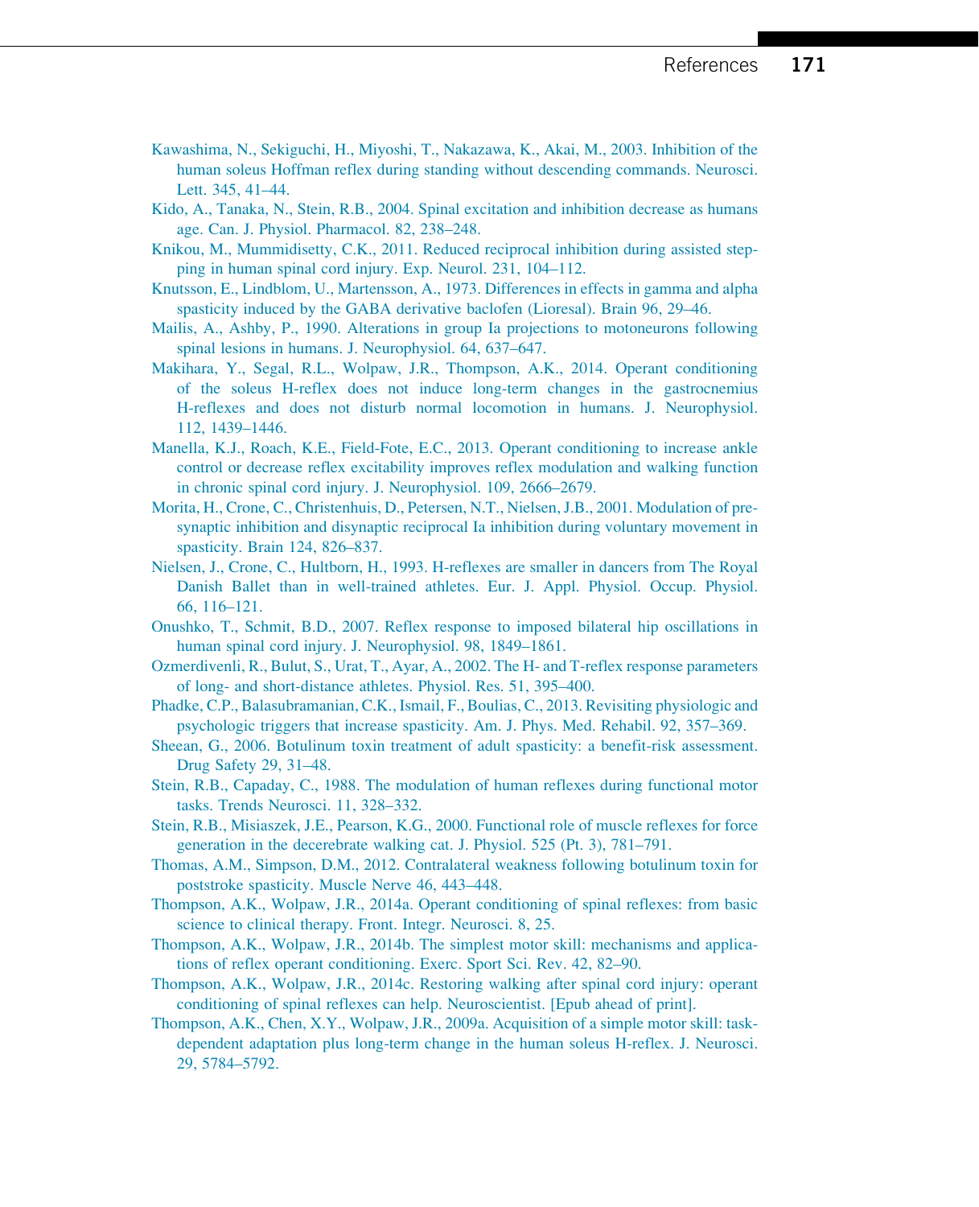Kawashima, N., Sekiguchi, H., Miyoshi, T., Nakazawa, K., Akai, M., 2003. Inhibition of the human soleus Hoffman reflex during standing without descending commands. Neurosci. Lett. 345, 41–44.

Kido, A., Tanaka, N., Stein, R.B., 2004. Spinal excitation and inhibition decrease as humans age. Can. J. Physiol. Pharmacol. 82, 238–248.

Knikou, M., Mummidisetty, C.K., 2011. Reduced reciprocal inhibition during assisted stepping in human spinal cord injury. Exp. Neurol. 231, 104–112.

Knutsson, E., Lindblom, U., Martensson, A., 1973. Differences in effects in gamma and alpha spasticity induced by the GABA derivative baclofen (Lioresal). Brain 96, 29–46.

Mailis, A., Ashby, P., 1990. Alterations in group Ia projections to motoneurons following spinal lesions in humans. J. Neurophysiol. 64, 637–647.

Makihara, Y., Segal, R.L., Wolpaw, J.R., Thompson, A.K., 2014. Operant conditioning of the soleus H-reflex does not induce long-term changes in the gastrocnemius H-reflexes and does not disturb normal locomotion in humans. J. Neurophysiol. 112, 1439–1446.

Manella, K.J., Roach, K.E., Field-Fote, E.C., 2013. Operant conditioning to increase ankle control or decrease reflex excitability improves reflex modulation and walking function in chronic spinal cord injury. J. Neurophysiol. 109, 2666–2679.

Morita, H., Crone, C., Christenhuis, D., Petersen, N.T., Nielsen, J.B., 2001. Modulation of presynaptic inhibition and disynaptic reciprocal Ia inhibition during voluntary movement in spasticity. Brain 124, 826–837.

Nielsen, J., Crone, C., Hultborn, H., 1993. H-reflexes are smaller in dancers from The Royal Danish Ballet than in well-trained athletes. Eur. J. Appl. Physiol. Occup. Physiol. 66, 116–121.

Onushko, T., Schmit, B.D., 2007. Reflex response to imposed bilateral hip oscillations in human spinal cord injury. J. Neurophysiol. 98, 1849–1861.

Ozmerdivenli, R., Bulut, S., Urat, T., Ayar, A., 2002. The H- and T-reflex response parameters of long- and short-distance athletes. Physiol. Res. 51, 395–400.

Phadke, C.P., Balasubramanian, C.K., Ismail, F., Boulias, C., 2013. Revisiting physiologic and psychologic triggers that increase spasticity. Am. J. Phys. Med. Rehabil. 92, 357–369.

Sheean, G., 2006. Botulinum toxin treatment of adult spasticity: a benefit-risk assessment. Drug Safety 29, 31–48.

Stein, R.B., Capaday, C., 1988. The modulation of human reflexes during functional motor tasks. Trends Neurosci. 11, 328–332.

Stein, R.B., Misiaszek, J.E., Pearson, K.G., 2000. Functional role of muscle reflexes for force generation in the decerebrate walking cat. J. Physiol. 525 (Pt. 3), 781–791.

Thomas, A.M., Simpson, D.M., 2012. Contralateral weakness following botulinum toxin for poststroke spasticity. Muscle Nerve 46, 443–448.

Thompson, A.K., Wolpaw, J.R., 2014a. Operant conditioning of spinal reflexes: from basic science to clinical therapy. Front. Integr. Neurosci. 8, 25.

Thompson, A.K., Wolpaw, J.R., 2014b. The simplest motor skill: mechanisms and applications of reflex operant conditioning. Exerc. Sport Sci. Rev. 42, 82–90.

Thompson, A.K., Wolpaw, J.R., 2014c. Restoring walking after spinal cord injury: operant conditioning of spinal reflexes can help. Neuroscientist. [Epub ahead of print].

Thompson, A.K., Chen, X.Y., Wolpaw, J.R., 2009a. Acquisition of a simple motor skill: task-dependent adaptation plus long-term change in the human soleus H-reflex. J. Neurosci. 29, 5784–5792.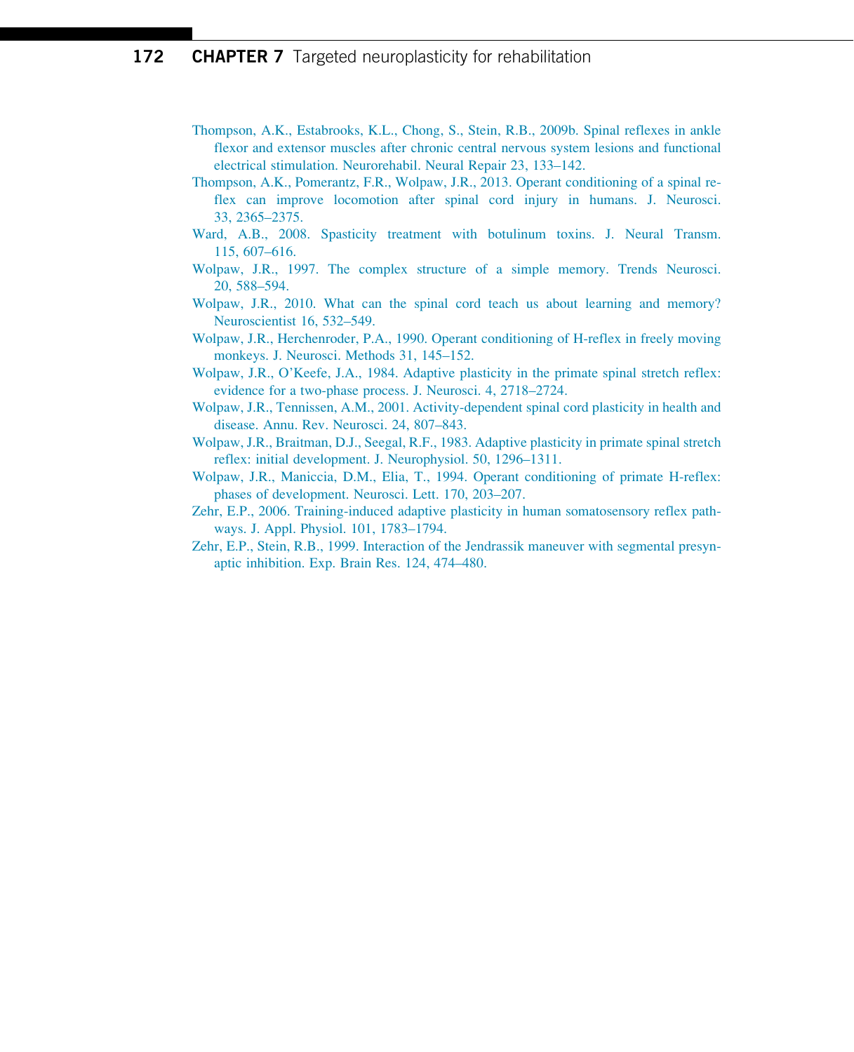Thompson, A.K., Estabrooks, K.L., Chong, S., Stein, R.B., 2009b. Spinal reflexes in ankle flexor and extensor muscles after chronic central nervous system lesions and functional electrical stimulation. Neurorehabil. Neural Repair 23, 133–142.

Thompson, A.K., Pomerantz, F.R., Wolpaw, J.R., 2013. Operant conditioning of a spinal reflex can improve locomotion after spinal cord injury in humans. J. Neurosci. 33, 2365–2375.

Ward, A.B., 2008. Spasticity treatment with botulinum toxins. J. Neural Transm. 115, 607–616.

Wolpaw, J.R., 1997. The complex structure of a simple memory. Trends Neurosci. 20, 588–594.

Wolpaw, J.R., 2010. What can the spinal cord teach us about learning and memory? Neuroscientist 16, 532–549.

Wolpaw, J.R., Herchenroder, P.A., 1990. Operant conditioning of H-reflex in freely moving monkeys. J. Neurosci. Methods 31, 145–152.

Wolpaw, J.R., O'Keefe, J.A., 1984. Adaptive plasticity in the primate spinal stretch reflex: evidence for a two-phase process. J. Neurosci. 4, 2718–2724.

Wolpaw, J.R., Tennissen, A.M., 2001. Activity-dependent spinal cord plasticity in health and disease. Annu. Rev. Neurosci. 24, 807–843.

Wolpaw, J.R., Braitman, D.J., Seegal, R.F., 1983. Adaptive plasticity in primate spinal stretch reflex: initial development. J. Neurophysiol. 50, 1296–1311.

Wolpaw, J.R., Maniccia, D.M., Elia, T., 1994. Operant conditioning of primate H-reflex: phases of development. Neurosci. Lett. 170, 203–207.

Zehr, E.P., 2006. Training-induced adaptive plasticity in human somatosensory reflex pathways. J. Appl. Physiol. 101, 1783–1794.

Zehr, E.P., Stein, R.B., 1999. Interaction of the Jendrassik maneuver with segmental presynaptic inhibition. Exp. Brain Res. 124, 474–480.